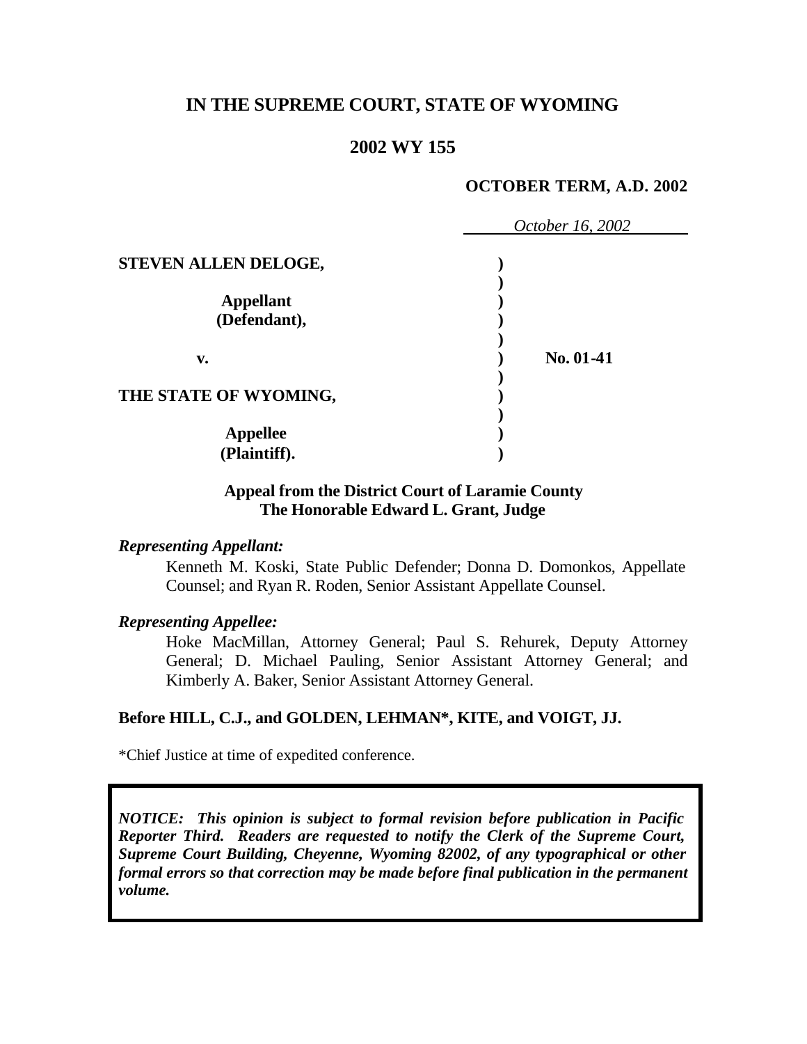# IN THE SUPREME COURT, STATE OF WYOMING

## 2002 WY 155

**OCTOBER TERM, A.D. 2002**

*October 16, 2002*

**STEVEN ALLEN DELOGE,**

**Appellant (Defendant),**

**v.**

**THE STATE OF WYOMING,**

**Appellee (Plaintiff).**

**No. 01-41**

**Appeal from the District Court of Laramie County**
**The Honorable Edward L. Grant, Judge**

***Representing Appellant:***

Kenneth M. Koski, State Public Defender; Donna D. Domonkos, Appellate Counsel; and Ryan R. Roden, Senior Assistant Appellate Counsel.

***Representing Appellee:***

Hoke MacMillan, Attorney General; Paul S. Rehurek, Deputy Attorney General; D. Michael Pauling, Senior Assistant Attorney General; and Kimberly A. Baker, Senior Assistant Attorney General.

**Before HILL, C.J., and GOLDEN, LEHMAN*, KITE, and VOIGT, JJ.**

*Chief Justice at time of expedited conference.

***NOTICE: This opinion is subject to formal revision before publication in Pacific Reporter Third. Readers are requested to notify the Clerk of the Supreme Court, Supreme Court Building, Cheyenne, Wyoming 82002, of any typographical or other formal errors so that correction may be made before final publication in the permanent volume.***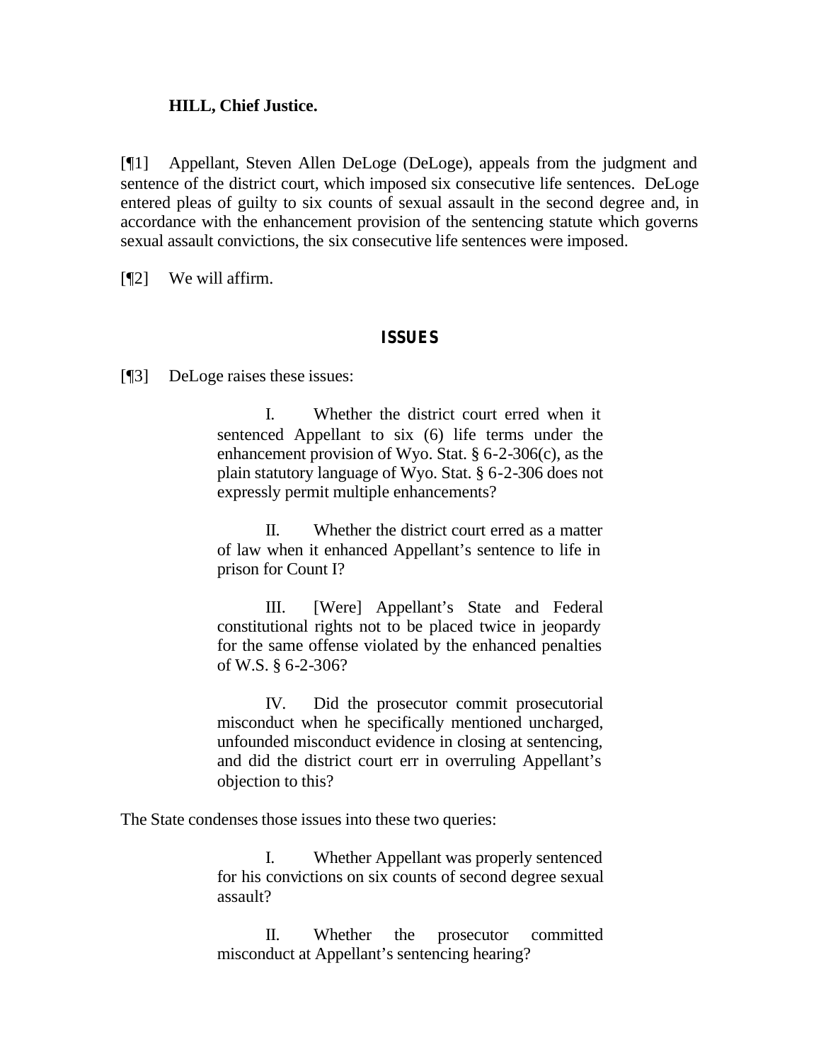**HILL, Chief Justice.**

[¶1] Appellant, Steven Allen DeLoge (DeLoge), appeals from the judgment and sentence of the district court, which imposed six consecutive life sentences. DeLoge entered pleas of guilty to six counts of sexual assault in the second degree and, in accordance with the enhancement provision of the sentencing statute which governs sexual assault convictions, the six consecutive life sentences were imposed.

[¶2] We will affirm.

## ISSUES

[¶3] DeLoge raises these issues:

> I. Whether the district court erred when it sentenced Appellant to six (6) life terms under the enhancement provision of Wyo. Stat. § 6-2-306(c), as the plain statutory language of Wyo. Stat. § 6-2-306 does not expressly permit multiple enhancements?
>
> II. Whether the district court erred as a matter of law when it enhanced Appellant's sentence to life in prison for Count I?
>
> III. [Were] Appellant's State and Federal constitutional rights not to be placed twice in jeopardy for the same offense violated by the enhanced penalties of W.S. § 6-2-306?
>
> IV. Did the prosecutor commit prosecutorial misconduct when he specifically mentioned uncharged, unfounded misconduct evidence in closing at sentencing, and did the district court err in overruling Appellant's objection to this?

The State condenses those issues into these two queries:

> I. Whether Appellant was properly sentenced for his convictions on six counts of second degree sexual assault?
>
> II. Whether the prosecutor committed misconduct at Appellant's sentencing hearing?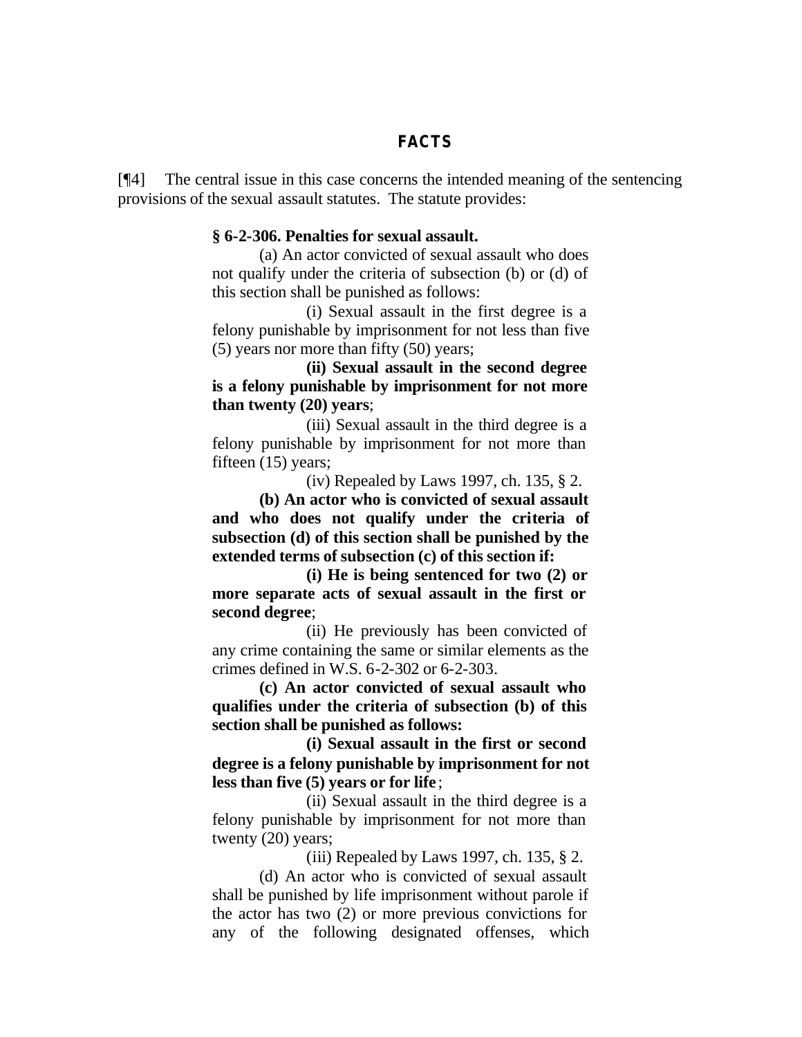## FACTS

[¶4] The central issue in this case concerns the intended meaning of the sentencing provisions of the sexual assault statutes. The statute provides:

> **§ 6-2-306. Penalties for sexual assault.**
>
> (a) An actor convicted of sexual assault who does not qualify under the criteria of subsection (b) or (d) of this section shall be punished as follows:
>
> (i) Sexual assault in the first degree is a felony punishable by imprisonment for not less than five (5) years nor more than fifty (50) years;
>
> **(ii) Sexual assault in the second degree is a felony punishable by imprisonment for not more than twenty (20) years**;
>
> (iii) Sexual assault in the third degree is a felony punishable by imprisonment for not more than fifteen (15) years;
>
> (iv) Repealed by Laws 1997, ch. 135, § 2.
>
> **(b) An actor who is convicted of sexual assault and who does not qualify under the criteria of subsection (d) of this section shall be punished by the extended terms of subsection (c) of this section if:**
>
> **(i) He is being sentenced for two (2) or more separate acts of sexual assault in the first or second degree**;
>
> (ii) He previously has been convicted of any crime containing the same or similar elements as the crimes defined in W.S. 6-2-302 or 6-2-303.
>
> **(c) An actor convicted of sexual assault who qualifies under the criteria of subsection (b) of this section shall be punished as follows:**
>
> **(i) Sexual assault in the first or second degree is a felony punishable by imprisonment for not less than five (5) years or for life**;
>
> (ii) Sexual assault in the third degree is a felony punishable by imprisonment for not more than twenty (20) years;
>
> (iii) Repealed by Laws 1997, ch. 135, § 2.
>
> (d) An actor who is convicted of sexual assault shall be punished by life imprisonment without parole if the actor has two (2) or more previous convictions for any of the following designated offenses, which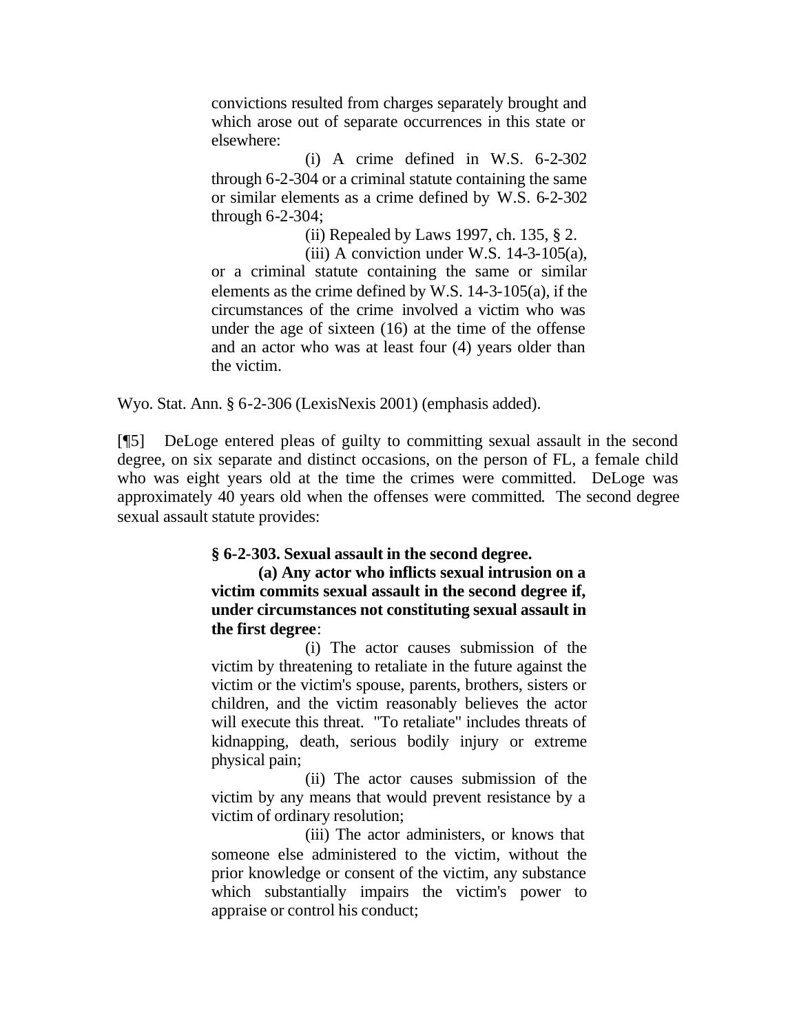> convictions resulted from charges separately brought and which arose out of separate occurrences in this state or elsewhere:
>
> (i) A crime defined in W.S. 6-2-302 through 6-2-304 or a criminal statute containing the same or similar elements as a crime defined by W.S. 6-2-302 through 6-2-304;
>
> (ii) Repealed by Laws 1997, ch. 135, § 2.
>
> (iii) A conviction under W.S. 14-3-105(a), or a criminal statute containing the same or similar elements as the crime defined by W.S. 14-3-105(a), if the circumstances of the crime involved a victim who was under the age of sixteen (16) at the time of the offense and an actor who was at least four (4) years older than the victim.

Wyo. Stat. Ann. § 6-2-306 (LexisNexis 2001) (emphasis added).

[¶5] DeLoge entered pleas of guilty to committing sexual assault in the second degree, on six separate and distinct occasions, on the person of FL, a female child who was eight years old at the time the crimes were committed. DeLoge was approximately 40 years old when the offenses were committed. The second degree sexual assault statute provides:

> **§ 6-2-303. Sexual assault in the second degree.**
>
> **(a) Any actor who inflicts sexual intrusion on a victim commits sexual assault in the second degree if, under circumstances not constituting sexual assault in the first degree**:
>
> (i) The actor causes submission of the victim by threatening to retaliate in the future against the victim or the victim's spouse, parents, brothers, sisters or children, and the victim reasonably believes the actor will execute this threat. "To retaliate" includes threats of kidnapping, death, serious bodily injury or extreme physical pain;
>
> (ii) The actor causes submission of the victim by any means that would prevent resistance by a victim of ordinary resolution;
>
> (iii) The actor administers, or knows that someone else administered to the victim, without the prior knowledge or consent of the victim, any substance which substantially impairs the victim's power to appraise or control his conduct;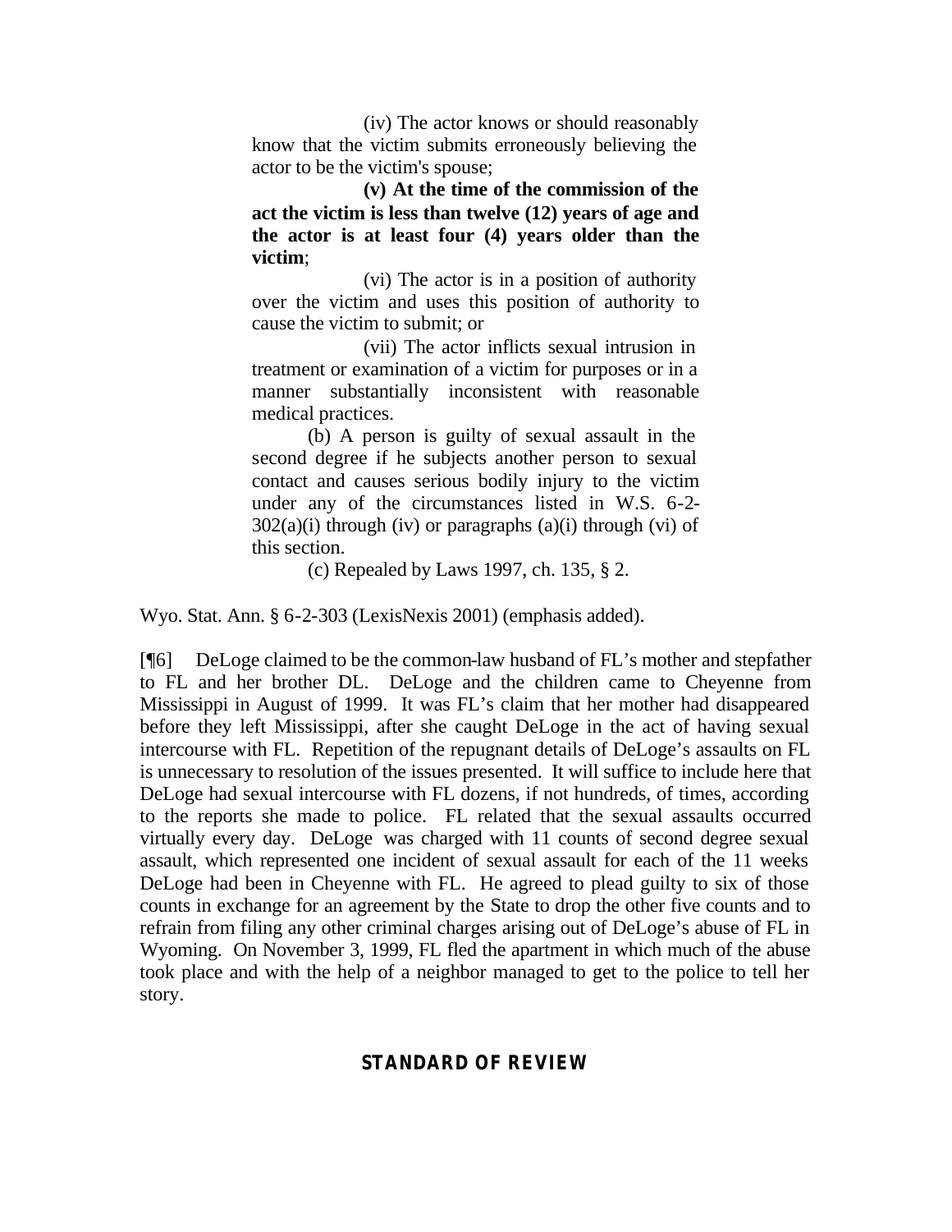> (iv) The actor knows or should reasonably know that the victim submits erroneously believing the actor to be the victim's spouse;
>
> **(v) At the time of the commission of the act the victim is less than twelve (12) years of age and the actor is at least four (4) years older than the victim**;
>
> (vi) The actor is in a position of authority over the victim and uses this position of authority to cause the victim to submit; or
>
> (vii) The actor inflicts sexual intrusion in treatment or examination of a victim for purposes or in a manner substantially inconsistent with reasonable medical practices.
>
> (b) A person is guilty of sexual assault in the second degree if he subjects another person to sexual contact and causes serious bodily injury to the victim under any of the circumstances listed in W.S. 6-2-302(a)(i) through (iv) or paragraphs (a)(i) through (vi) of this section.
>
> (c) Repealed by Laws 1997, ch. 135, § 2.

Wyo. Stat. Ann. § 6-2-303 (LexisNexis 2001) (emphasis added).

[¶6] DeLoge claimed to be the common-law husband of FL's mother and stepfather to FL and her brother DL. DeLoge and the children came to Cheyenne from Mississippi in August of 1999. It was FL's claim that her mother had disappeared before they left Mississippi, after she caught DeLoge in the act of having sexual intercourse with FL. Repetition of the repugnant details of DeLoge's assaults on FL is unnecessary to resolution of the issues presented. It will suffice to include here that DeLoge had sexual intercourse with FL dozens, if not hundreds, of times, according to the reports she made to police. FL related that the sexual assaults occurred virtually every day. DeLoge was charged with 11 counts of second degree sexual assault, which represented one incident of sexual assault for each of the 11 weeks DeLoge had been in Cheyenne with FL. He agreed to plead guilty to six of those counts in exchange for an agreement by the State to drop the other five counts and to refrain from filing any other criminal charges arising out of DeLoge's abuse of FL in Wyoming. On November 3, 1999, FL fled the apartment in which much of the abuse took place and with the help of a neighbor managed to get to the police to tell her story.

## STANDARD OF REVIEW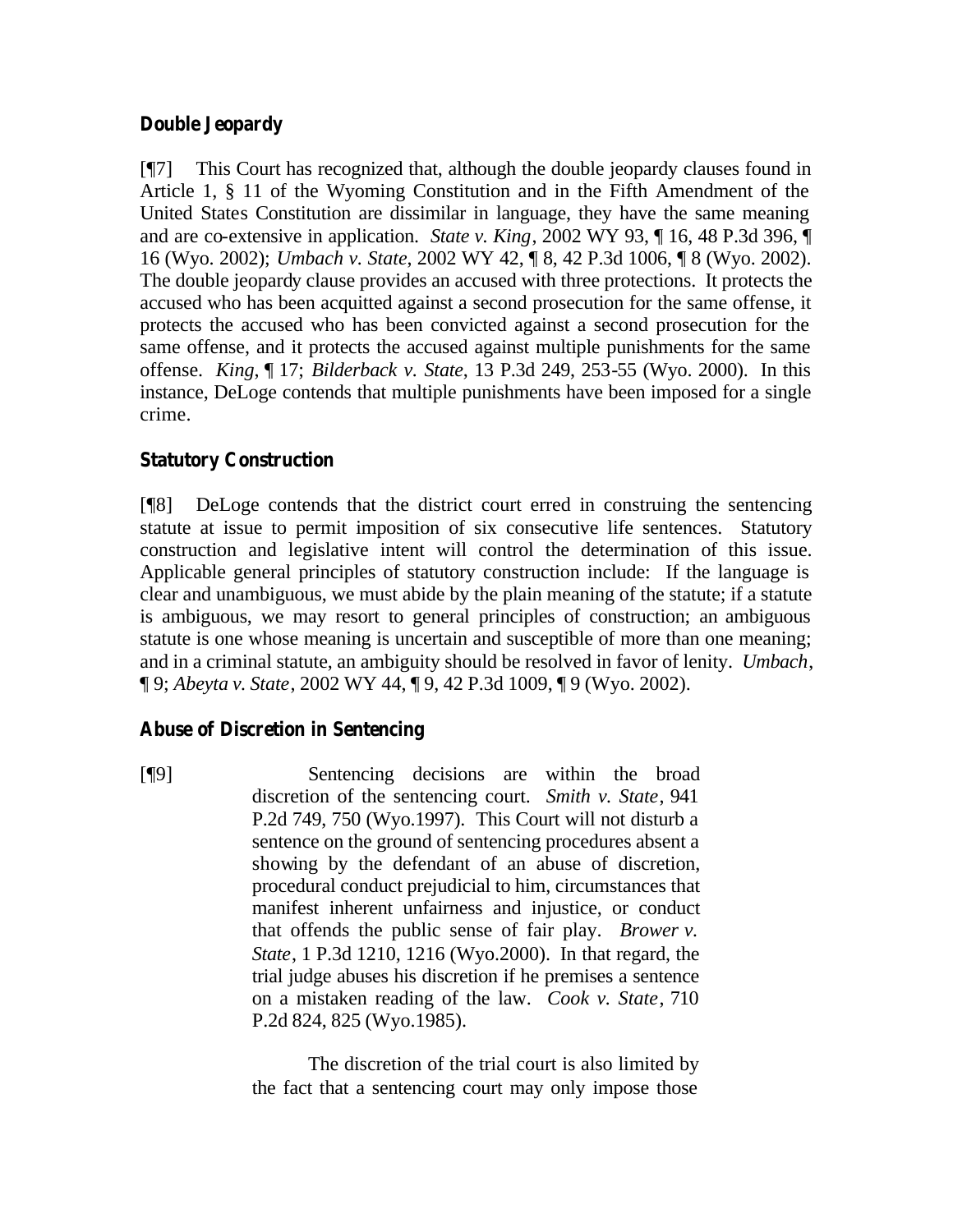### Double Jeopardy

[¶7] This Court has recognized that, although the double jeopardy clauses found in Article 1, § 11 of the Wyoming Constitution and in the Fifth Amendment of the United States Constitution are dissimilar in language, they have the same meaning and are co-extensive in application. *State v. King*, 2002 WY 93, ¶ 16, 48 P.3d 396, ¶ 16 (Wyo. 2002); *Umbach v. State*, 2002 WY 42, ¶ 8, 42 P.3d 1006, ¶ 8 (Wyo. 2002). The double jeopardy clause provides an accused with three protections. It protects the accused who has been acquitted against a second prosecution for the same offense, it protects the accused who has been convicted against a second prosecution for the same offense, and it protects the accused against multiple punishments for the same offense. *King*, ¶ 17; *Bilderback v. State*, 13 P.3d 249, 253-55 (Wyo. 2000). In this instance, DeLoge contends that multiple punishments have been imposed for a single crime.

### Statutory Construction

[¶8] DeLoge contends that the district court erred in construing the sentencing statute at issue to permit imposition of six consecutive life sentences. Statutory construction and legislative intent will control the determination of this issue. Applicable general principles of statutory construction include: If the language is clear and unambiguous, we must abide by the plain meaning of the statute; if a statute is ambiguous, we may resort to general principles of construction; an ambiguous statute is one whose meaning is uncertain and susceptible of more than one meaning; and in a criminal statute, an ambiguity should be resolved in favor of lenity. *Umbach*, ¶ 9; *Abeyta v. State*, 2002 WY 44, ¶ 9, 42 P.3d 1009, ¶ 9 (Wyo. 2002).

### Abuse of Discretion in Sentencing

[¶9]

> Sentencing decisions are within the broad discretion of the sentencing court. *Smith v. State*, 941 P.2d 749, 750 (Wyo.1997). This Court will not disturb a sentence on the ground of sentencing procedures absent a showing by the defendant of an abuse of discretion, procedural conduct prejudicial to him, circumstances that manifest inherent unfairness and injustice, or conduct that offends the public sense of fair play. *Brower v. State*, 1 P.3d 1210, 1216 (Wyo.2000). In that regard, the trial judge abuses his discretion if he premises a sentence on a mistaken reading of the law. *Cook v. State*, 710 P.2d 824, 825 (Wyo.1985).
>
> The discretion of the trial court is also limited by the fact that a sentencing court may only impose those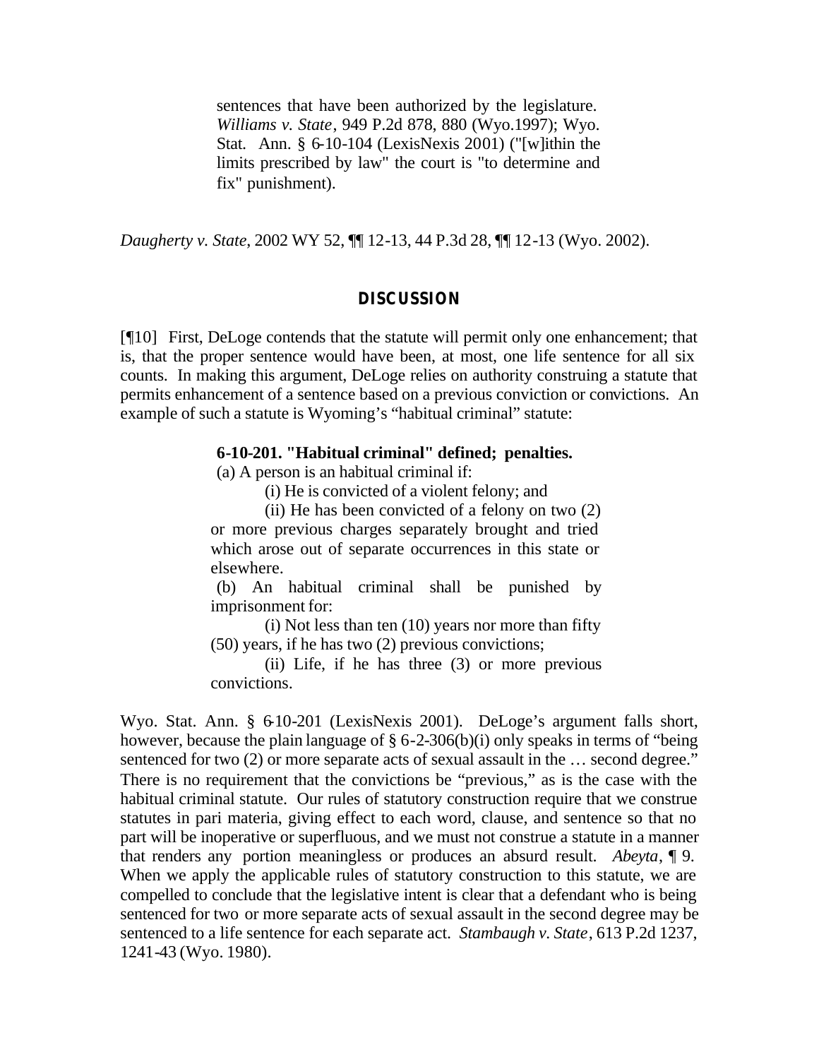> sentences that have been authorized by the legislature. *Williams v. State*, 949 P.2d 878, 880 (Wyo.1997); Wyo. Stat. Ann. § 6-10-104 (LexisNexis 2001) ("[w]ithin the limits prescribed by law" the court is "to determine and fix" punishment).

*Daugherty v. State*, 2002 WY 52, ¶¶ 12-13, 44 P.3d 28, ¶¶ 12-13 (Wyo. 2002).

## DISCUSSION

[¶10] First, DeLoge contends that the statute will permit only one enhancement; that is, that the proper sentence would have been, at most, one life sentence for all six counts. In making this argument, DeLoge relies on authority construing a statute that permits enhancement of a sentence based on a previous conviction or convictions. An example of such a statute is Wyoming's "habitual criminal" statute:

> **6-10-201. "Habitual criminal" defined; penalties.**
>
> (a) A person is an habitual criminal if:
>
> (i) He is convicted of a violent felony; and
>
> (ii) He has been convicted of a felony on two (2) or more previous charges separately brought and tried which arose out of separate occurrences in this state or elsewhere.
>
> (b) An habitual criminal shall be punished by imprisonment for:
>
> (i) Not less than ten (10) years nor more than fifty (50) years, if he has two (2) previous convictions;
>
> (ii) Life, if he has three (3) or more previous convictions.

Wyo. Stat. Ann. § 6-10-201 (LexisNexis 2001). DeLoge's argument falls short, however, because the plain language of § 6-2-306(b)(i) only speaks in terms of "being sentenced for two (2) or more separate acts of sexual assault in the … second degree." There is no requirement that the convictions be "previous," as is the case with the habitual criminal statute. Our rules of statutory construction require that we construe statutes in pari materia, giving effect to each word, clause, and sentence so that no part will be inoperative or superfluous, and we must not construe a statute in a manner that renders any portion meaningless or produces an absurd result. *Abeyta*, ¶ 9. When we apply the applicable rules of statutory construction to this statute, we are compelled to conclude that the legislative intent is clear that a defendant who is being sentenced for two or more separate acts of sexual assault in the second degree may be sentenced to a life sentence for each separate act. *Stambaugh v. State*, 613 P.2d 1237, 1241-43 (Wyo. 1980).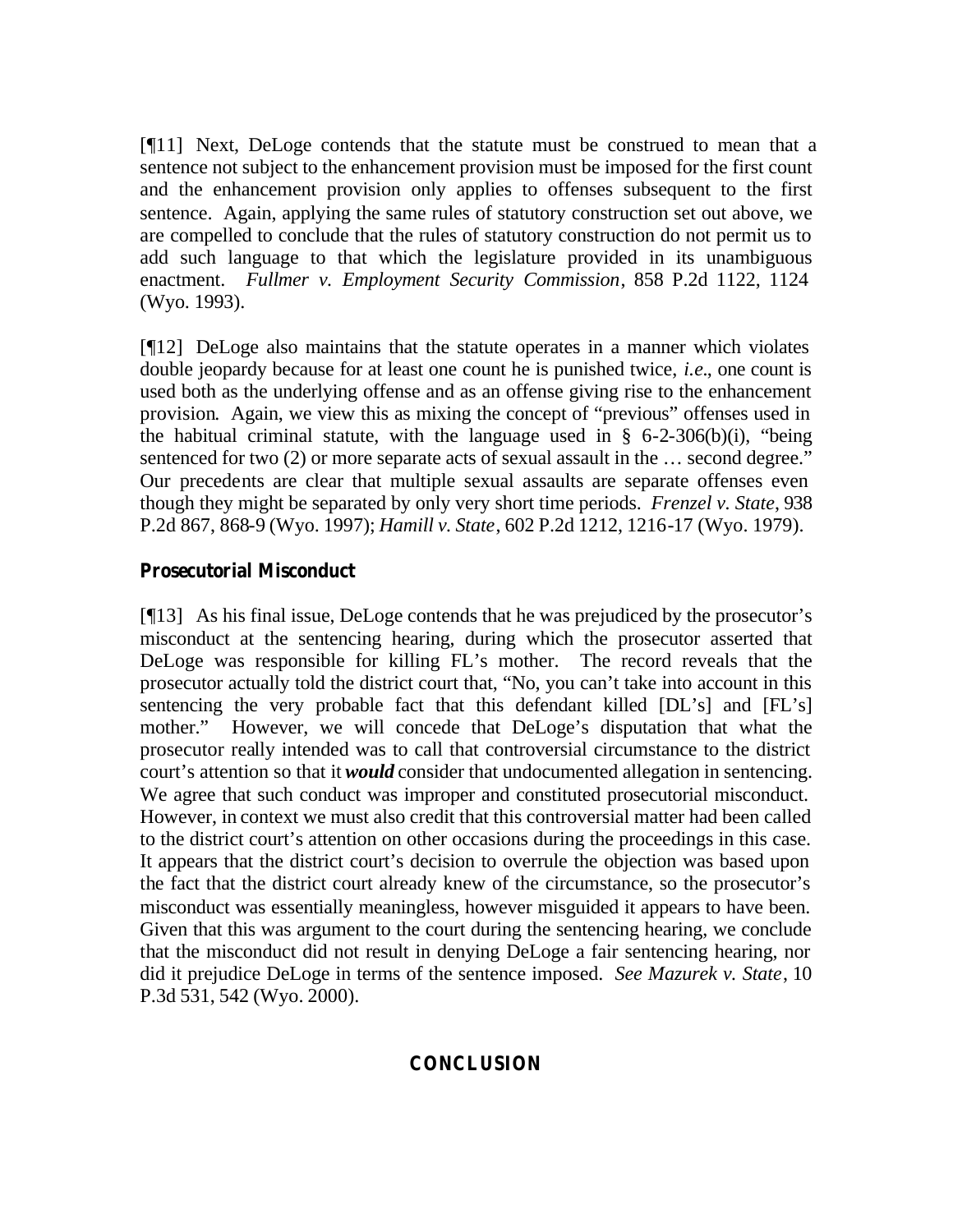[¶11] Next, DeLoge contends that the statute must be construed to mean that a sentence not subject to the enhancement provision must be imposed for the first count and the enhancement provision only applies to offenses subsequent to the first sentence. Again, applying the same rules of statutory construction set out above, we are compelled to conclude that the rules of statutory construction do not permit us to add such language to that which the legislature provided in its unambiguous enactment. *Fullmer v. Employment Security Commission*, 858 P.2d 1122, 1124 (Wyo. 1993).

[¶12] DeLoge also maintains that the statute operates in a manner which violates double jeopardy because for at least one count he is punished twice, *i.e.*, one count is used both as the underlying offense and as an offense giving rise to the enhancement provision. Again, we view this as mixing the concept of "previous" offenses used in the habitual criminal statute, with the language used in § 6-2-306(b)(i), "being sentenced for two (2) or more separate acts of sexual assault in the … second degree." Our precedents are clear that multiple sexual assaults are separate offenses even though they might be separated by only very short time periods. *Frenzel v. State*, 938 P.2d 867, 868-9 (Wyo. 1997); *Hamill v. State*, 602 P.2d 1212, 1216-17 (Wyo. 1979).

### Prosecutorial Misconduct

[¶13] As his final issue, DeLoge contends that he was prejudiced by the prosecutor's misconduct at the sentencing hearing, during which the prosecutor asserted that DeLoge was responsible for killing FL's mother. The record reveals that the prosecutor actually told the district court that, "No, you can't take into account in this sentencing the very probable fact that this defendant killed [DL's] and [FL's] mother." However, we will concede that DeLoge's disputation that what the prosecutor really intended was to call that controversial circumstance to the district court's attention so that it ***would*** consider that undocumented allegation in sentencing. We agree that such conduct was improper and constituted prosecutorial misconduct. However, in context we must also credit that this controversial matter had been called to the district court's attention on other occasions during the proceedings in this case. It appears that the district court's decision to overrule the objection was based upon the fact that the district court already knew of the circumstance, so the prosecutor's misconduct was essentially meaningless, however misguided it appears to have been. Given that this was argument to the court during the sentencing hearing, we conclude that the misconduct did not result in denying DeLoge a fair sentencing hearing, nor did it prejudice DeLoge in terms of the sentence imposed. *See Mazurek v. State*, 10 P.3d 531, 542 (Wyo. 2000).

## CONCLUSION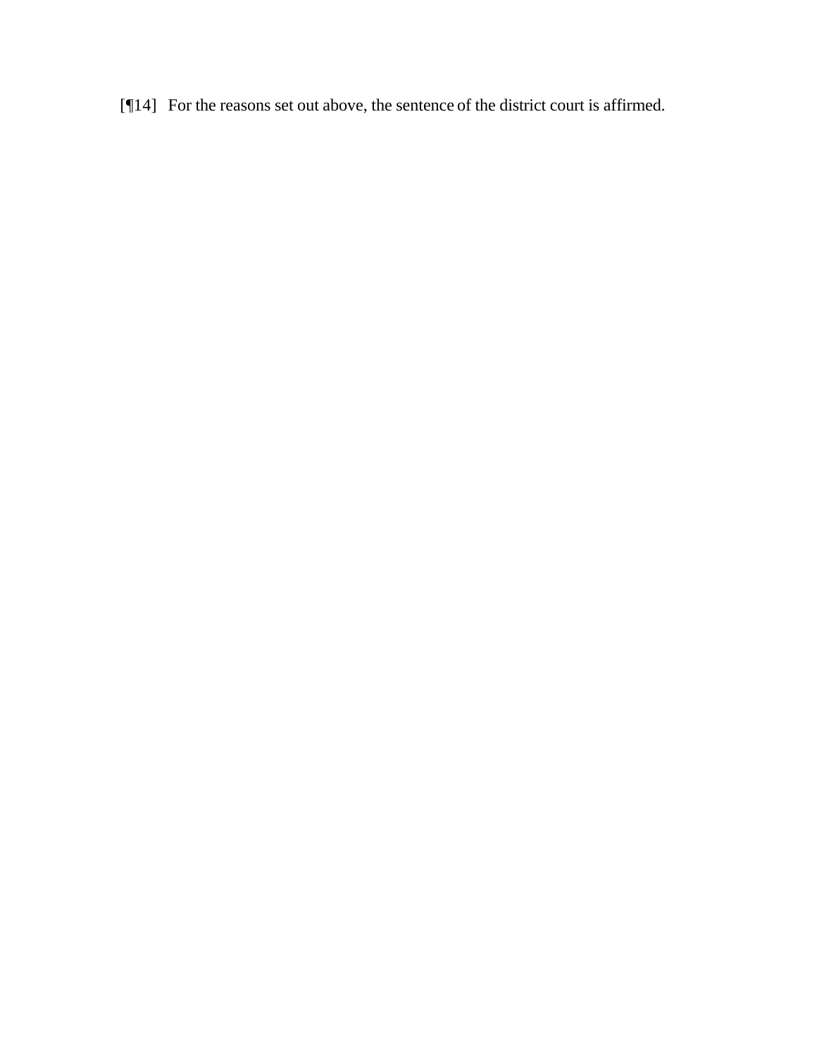[¶14] For the reasons set out above, the sentence of the district court is affirmed.